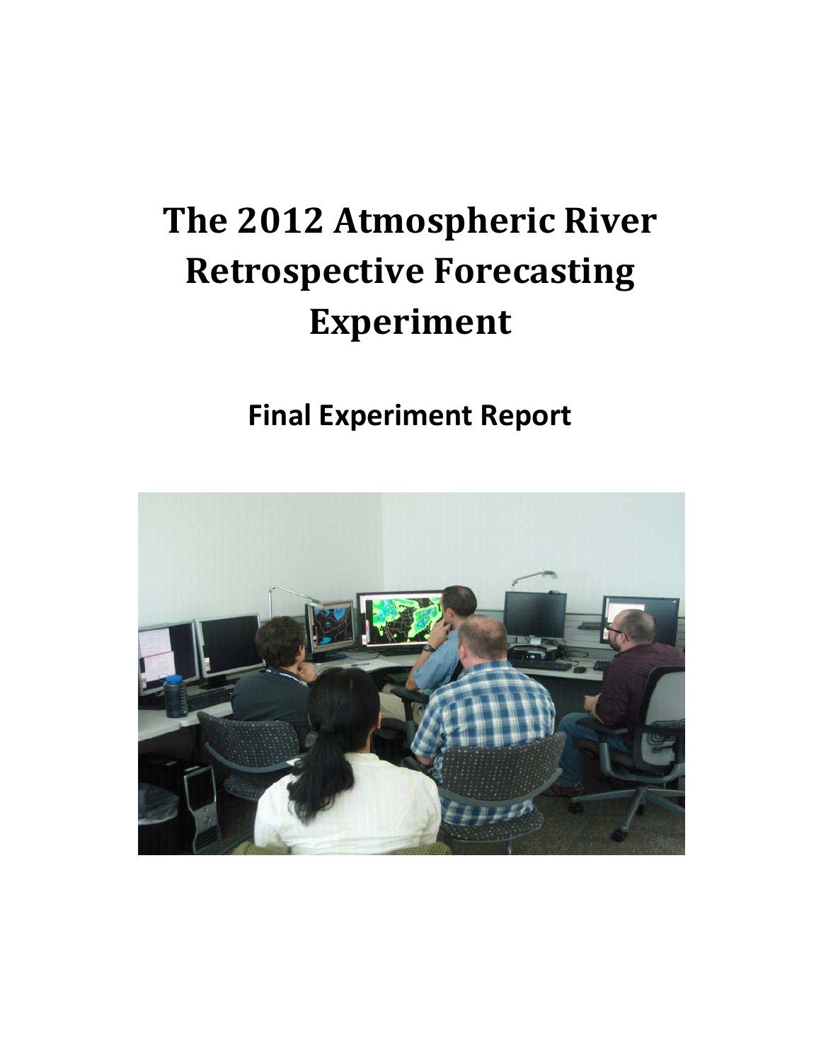# The 2012 Atmospheric River Retrospective Forecasting Experiment

## Final Experiment Report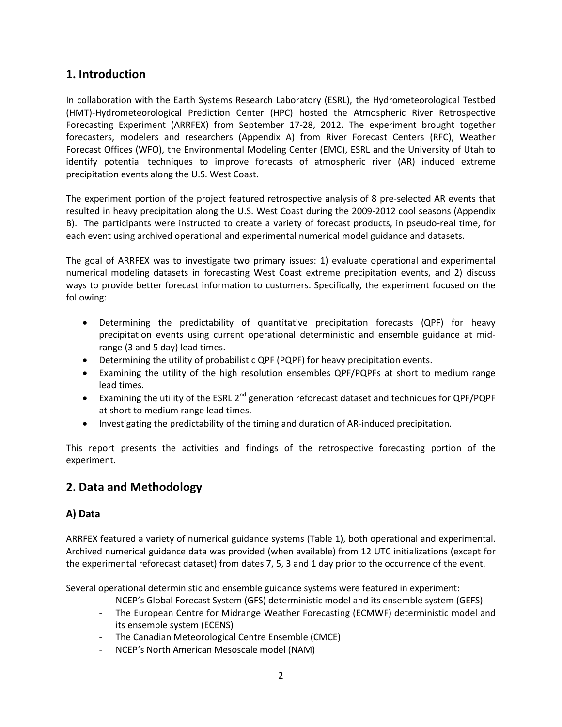## 1. Introduction

In collaboration with the Earth Systems Research Laboratory (ESRL), the Hydrometeorological Testbed (HMT)-Hydrometeorological Prediction Center (HPC) hosted the Atmospheric River Retrospective Forecasting Experiment (ARRFEX) from September 17-28, 2012. The experiment brought together forecasters, modelers and researchers (Appendix A) from River Forecast Centers (RFC), Weather Forecast Offices (WFO), the Environmental Modeling Center (EMC), ESRL and the University of Utah to identify potential techniques to improve forecasts of atmospheric river (AR) induced extreme precipitation events along the U.S. West Coast.

The experiment portion of the project featured retrospective analysis of 8 pre-selected AR events that resulted in heavy precipitation along the U.S. West Coast during the 2009-2012 cool seasons (Appendix B). The participants were instructed to create a variety of forecast products, in pseudo-real time, for each event using archived operational and experimental numerical model guidance and datasets.

The goal of ARRFEX was to investigate two primary issues: 1) evaluate operational and experimental numerical modeling datasets in forecasting West Coast extreme precipitation events, and 2) discuss ways to provide better forecast information to customers. Specifically, the experiment focused on the following:

- Determining the predictability of quantitative precipitation forecasts (QPF) for heavy precipitation events using current operational deterministic and ensemble guidance at mid-range (3 and 5 day) lead times.
- Determining the utility of probabilistic QPF (PQPF) for heavy precipitation events.
- Examining the utility of the high resolution ensembles QPF/PQPFs at short to medium range lead times.
- Examining the utility of the ESRL 2nd generation reforecast dataset and techniques for QPF/PQPF at short to medium range lead times.
- Investigating the predictability of the timing and duration of AR-induced precipitation.

This report presents the activities and findings of the retrospective forecasting portion of the experiment.

## 2. Data and Methodology

### A) Data

ARRFEX featured a variety of numerical guidance systems (Table 1), both operational and experimental. Archived numerical guidance data was provided (when available) from 12 UTC initializations (except for the experimental reforecast dataset) from dates 7, 5, 3 and 1 day prior to the occurrence of the event.

Several operational deterministic and ensemble guidance systems were featured in experiment:

- NCEP's Global Forecast System (GFS) deterministic model and its ensemble system (GEFS)
- The European Centre for Midrange Weather Forecasting (ECMWF) deterministic model and its ensemble system (ECENS)
- The Canadian Meteorological Centre Ensemble (CMCE)
- NCEP's North American Mesoscale model (NAM)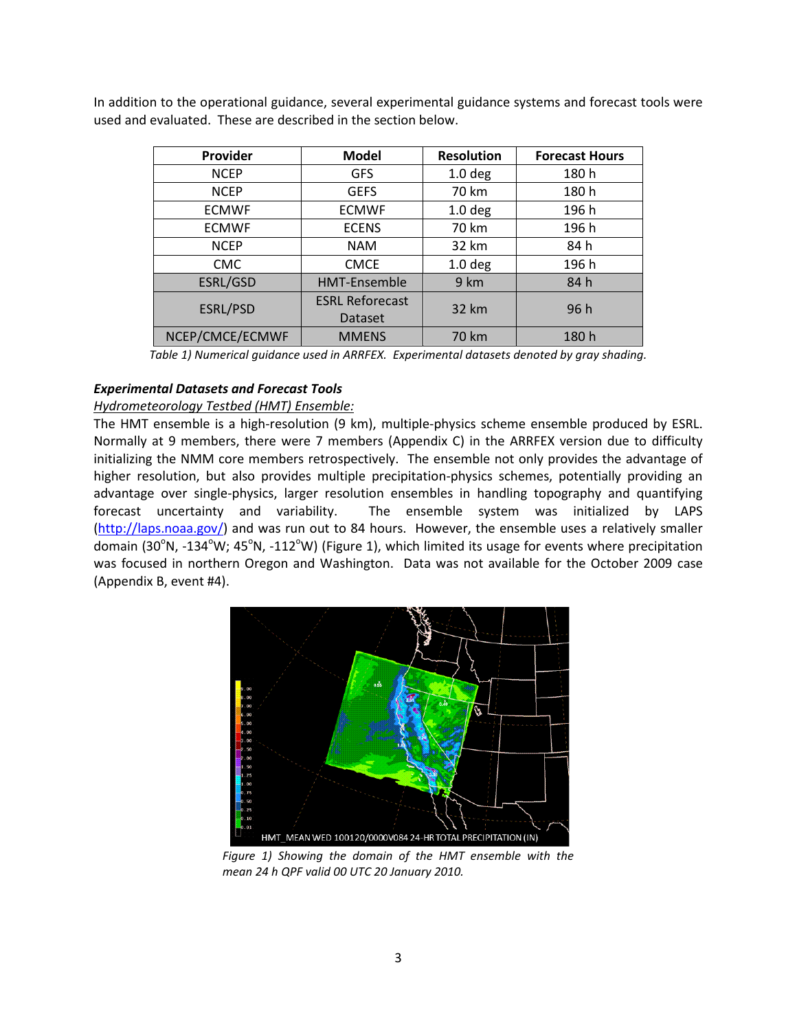In addition to the operational guidance, several experimental guidance systems and forecast tools were used and evaluated. These are described in the section below.

| Provider | Model | Resolution | Forecast Hours |
|---|---|---|---|
| NCEP | GFS | 1.0 deg | 180 h |
| NCEP | GEFS | 70 km | 180 h |
| ECMWF | ECMWF | 1.0 deg | 196 h |
| ECMWF | ECENS | 70 km | 196 h |
| NCEP | NAM | 32 km | 84 h |
| CMC | CMCE | 1.0 deg | 196 h |
| ESRL/GSD | HMT-Ensemble | 9 km | 84 h |
| ESRL/PSD | ESRL Reforecast Dataset | 32 km | 96 h |
| NCEP/CMCE/ECMWF | MMENS | 70 km | 180 h |

*Table 1) Numerical guidance used in ARRFEX. Experimental datasets denoted by gray shading.*

***Experimental Datasets and Forecast Tools***

*Hydrometeorology Testbed (HMT) Ensemble:*

The HMT ensemble is a high-resolution (9 km), multiple-physics scheme ensemble produced by ESRL. Normally at 9 members, there were 7 members (Appendix C) in the ARRFEX version due to difficulty initializing the NMM core members retrospectively. The ensemble not only provides the advantage of higher resolution, but also provides multiple precipitation-physics schemes, potentially providing an advantage over single-physics, larger resolution ensembles in handling topography and quantifying forecast uncertainty and variability. The ensemble system was initialized by LAPS (http://laps.noaa.gov/) and was run out to 84 hours. However, the ensemble uses a relatively smaller domain (30°N, -134°W; 45°N, -112°W) (Figure 1), which limited its usage for events where precipitation was focused in northern Oregon and Washington. Data was not available for the October 2009 case (Appendix B, event #4).

*Figure 1) Showing the domain of the HMT ensemble with the mean 24 h QPF valid 00 UTC 20 January 2010.*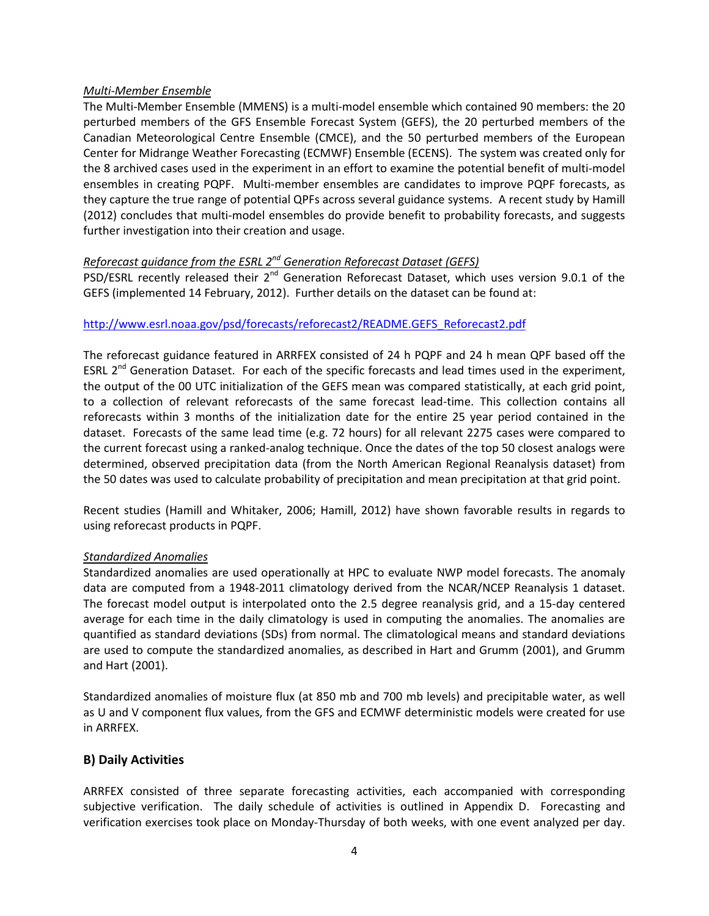*Multi-Member Ensemble*

The Multi-Member Ensemble (MMENS) is a multi-model ensemble which contained 90 members: the 20 perturbed members of the GFS Ensemble Forecast System (GEFS), the 20 perturbed members of the Canadian Meteorological Centre Ensemble (CMCE), and the 50 perturbed members of the European Center for Midrange Weather Forecasting (ECMWF) Ensemble (ECENS). The system was created only for the 8 archived cases used in the experiment in an effort to examine the potential benefit of multi-model ensembles in creating PQPF. Multi-member ensembles are candidates to improve PQPF forecasts, as they capture the true range of potential QPFs across several guidance systems. A recent study by Hamill (2012) concludes that multi-model ensembles do provide benefit to probability forecasts, and suggests further investigation into their creation and usage.

*Reforecast guidance from the ESRL 2nd Generation Reforecast Dataset (GEFS)*

PSD/ESRL recently released their 2nd Generation Reforecast Dataset, which uses version 9.0.1 of the GEFS (implemented 14 February, 2012). Further details on the dataset can be found at:

http://www.esrl.noaa.gov/psd/forecasts/reforecast2/README.GEFS_Reforecast2.pdf

The reforecast guidance featured in ARRFEX consisted of 24 h PQPF and 24 h mean QPF based off the ESRL 2nd Generation Dataset. For each of the specific forecasts and lead times used in the experiment, the output of the 00 UTC initialization of the GEFS mean was compared statistically, at each grid point, to a collection of relevant reforecasts of the same forecast lead-time. This collection contains all reforecasts within 3 months of the initialization date for the entire 25 year period contained in the dataset. Forecasts of the same lead time (e.g. 72 hours) for all relevant 2275 cases were compared to the current forecast using a ranked-analog technique. Once the dates of the top 50 closest analogs were determined, observed precipitation data (from the North American Regional Reanalysis dataset) from the 50 dates was used to calculate probability of precipitation and mean precipitation at that grid point.

Recent studies (Hamill and Whitaker, 2006; Hamill, 2012) have shown favorable results in regards to using reforecast products in PQPF.

*Standardized Anomalies*

Standardized anomalies are used operationally at HPC to evaluate NWP model forecasts. The anomaly data are computed from a 1948-2011 climatology derived from the NCAR/NCEP Reanalysis 1 dataset. The forecast model output is interpolated onto the 2.5 degree reanalysis grid, and a 15-day centered average for each time in the daily climatology is used in computing the anomalies. The anomalies are quantified as standard deviations (SDs) from normal. The climatological means and standard deviations are used to compute the standardized anomalies, as described in Hart and Grumm (2001), and Grumm and Hart (2001).

Standardized anomalies of moisture flux (at 850 mb and 700 mb levels) and precipitable water, as well as U and V component flux values, from the GFS and ECMWF deterministic models were created for use in ARRFEX.

## B) Daily Activities

ARRFEX consisted of three separate forecasting activities, each accompanied with corresponding subjective verification. The daily schedule of activities is outlined in Appendix D. Forecasting and verification exercises took place on Monday-Thursday of both weeks, with one event analyzed per day.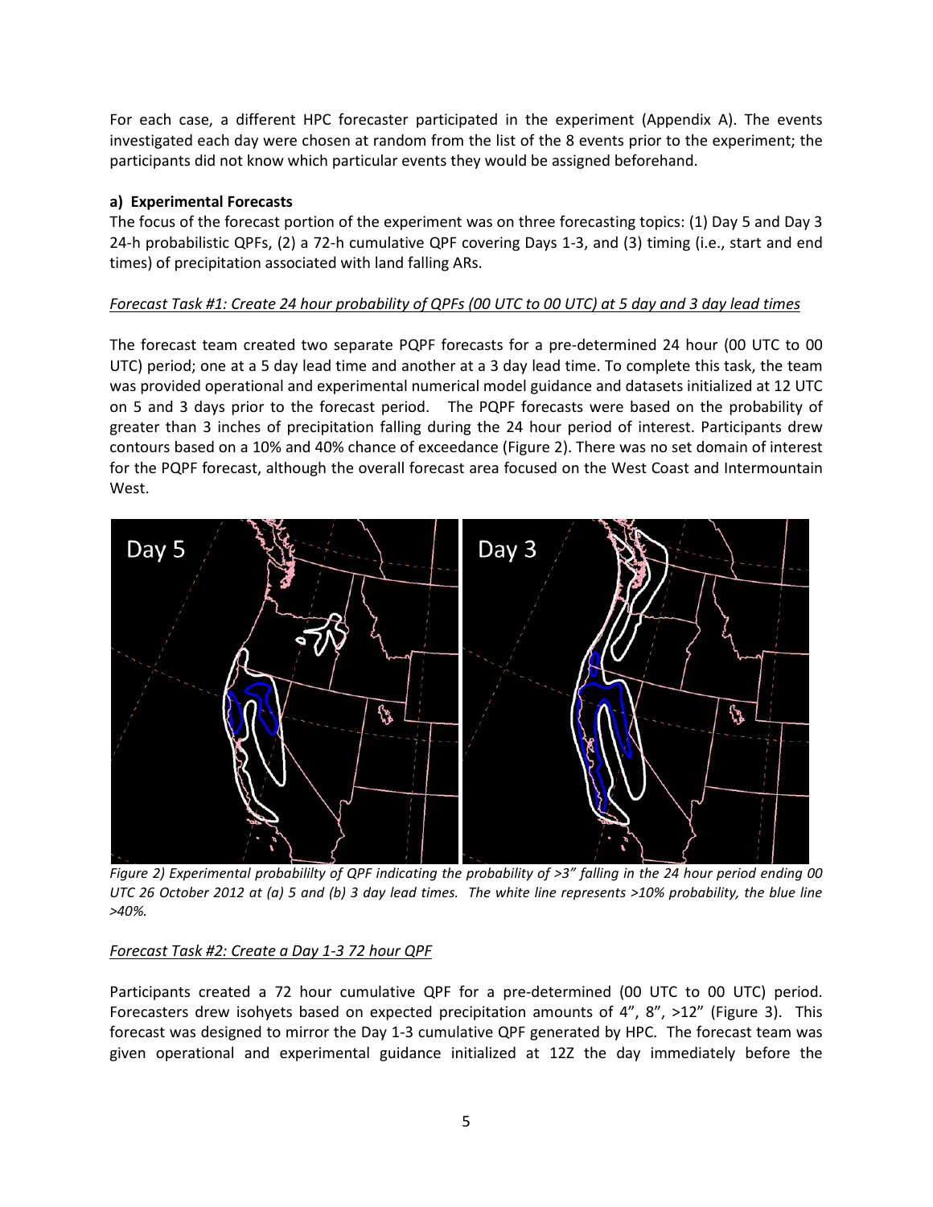For each case, a different HPC forecaster participated in the experiment (Appendix A). The events investigated each day were chosen at random from the list of the 8 events prior to the experiment; the participants did not know which particular events they would be assigned beforehand.

**a) Experimental Forecasts**

The focus of the forecast portion of the experiment was on three forecasting topics: (1) Day 5 and Day 3 24-h probabilistic QPFs, (2) a 72-h cumulative QPF covering Days 1-3, and (3) timing (i.e., start and end times) of precipitation associated with land falling ARs.

*Forecast Task #1: Create 24 hour probability of QPFs (00 UTC to 00 UTC) at 5 day and 3 day lead times*

The forecast team created two separate PQPF forecasts for a pre-determined 24 hour (00 UTC to 00 UTC) period; one at a 5 day lead time and another at a 3 day lead time. To complete this task, the team was provided operational and experimental numerical model guidance and datasets initialized at 12 UTC on 5 and 3 days prior to the forecast period. The PQPF forecasts were based on the probability of greater than 3 inches of precipitation falling during the 24 hour period of interest. Participants drew contours based on a 10% and 40% chance of exceedance (Figure 2). There was no set domain of interest for the PQPF forecast, although the overall forecast area focused on the West Coast and Intermountain West.

*Figure 2) Experimental probabililty of QPF indicating the probability of >3" falling in the 24 hour period ending 00 UTC 26 October 2012 at (a) 5 and (b) 3 day lead times. The white line represents >10% probability, the blue line >40%.*

*Forecast Task #2: Create a Day 1-3 72 hour QPF*

Participants created a 72 hour cumulative QPF for a pre-determined (00 UTC to 00 UTC) period. Forecasters drew isohyets based on expected precipitation amounts of 4", 8", >12" (Figure 3). This forecast was designed to mirror the Day 1-3 cumulative QPF generated by HPC. The forecast team was given operational and experimental guidance initialized at 12Z the day immediately before the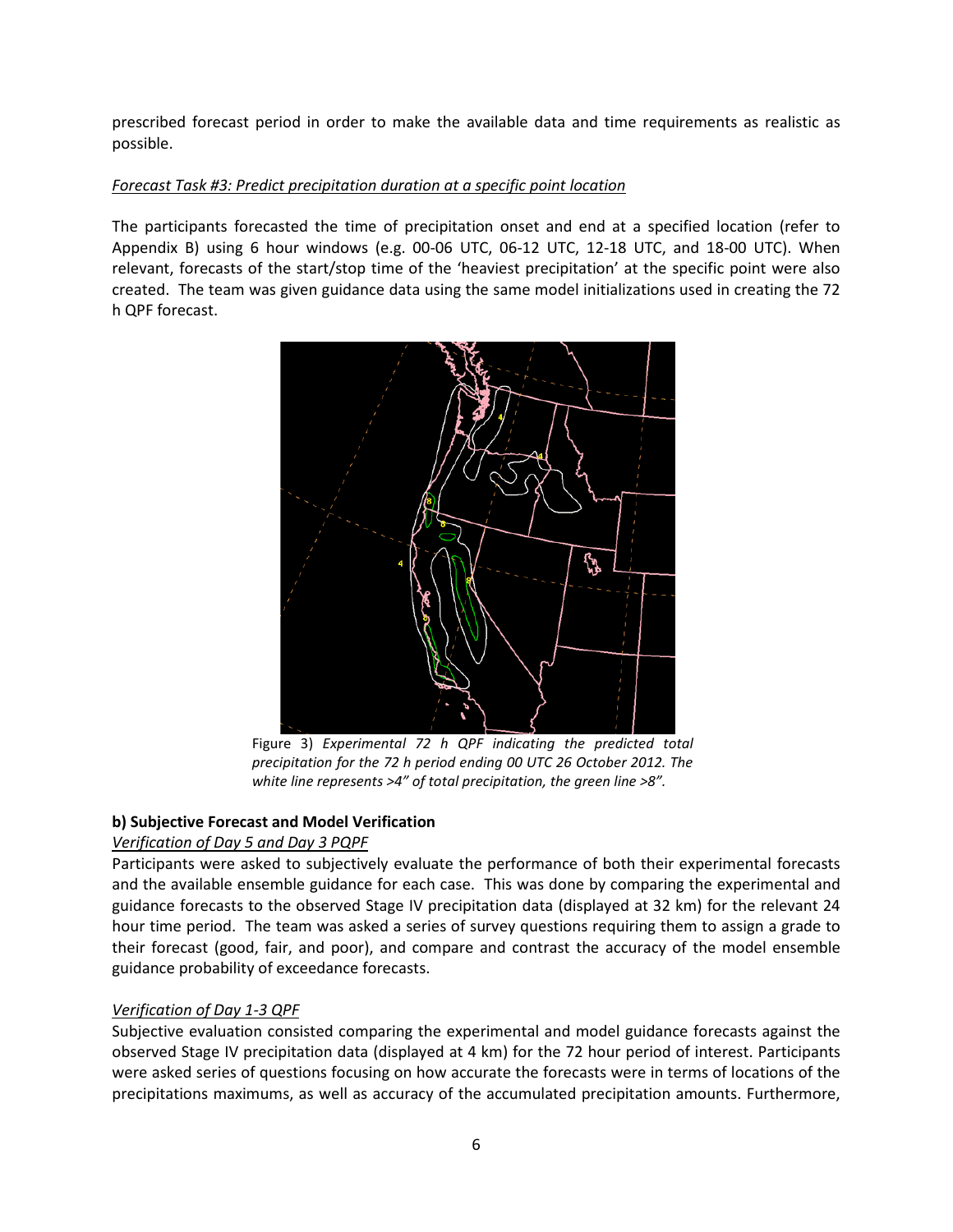prescribed forecast period in order to make the available data and time requirements as realistic as possible.

*Forecast Task #3: Predict precipitation duration at a specific point location*

The participants forecasted the time of precipitation onset and end at a specified location (refer to Appendix B) using 6 hour windows (e.g. 00-06 UTC, 06-12 UTC, 12-18 UTC, and 18-00 UTC). When relevant, forecasts of the start/stop time of the 'heaviest precipitation' at the specific point were also created. The team was given guidance data using the same model initializations used in creating the 72 h QPF forecast.

Figure 3) *Experimental 72 h QPF indicating the predicted total precipitation for the 72 h period ending 00 UTC 26 October 2012. The white line represents >4" of total precipitation, the green line >8".*

**b) Subjective Forecast and Model Verification**

*Verification of Day 5 and Day 3 PQPF*

Participants were asked to subjectively evaluate the performance of both their experimental forecasts and the available ensemble guidance for each case. This was done by comparing the experimental and guidance forecasts to the observed Stage IV precipitation data (displayed at 32 km) for the relevant 24 hour time period. The team was asked a series of survey questions requiring them to assign a grade to their forecast (good, fair, and poor), and compare and contrast the accuracy of the model ensemble guidance probability of exceedance forecasts.

*Verification of Day 1-3 QPF*

Subjective evaluation consisted comparing the experimental and model guidance forecasts against the observed Stage IV precipitation data (displayed at 4 km) for the 72 hour period of interest. Participants were asked series of questions focusing on how accurate the forecasts were in terms of locations of the precipitations maximums, as well as accuracy of the accumulated precipitation amounts. Furthermore,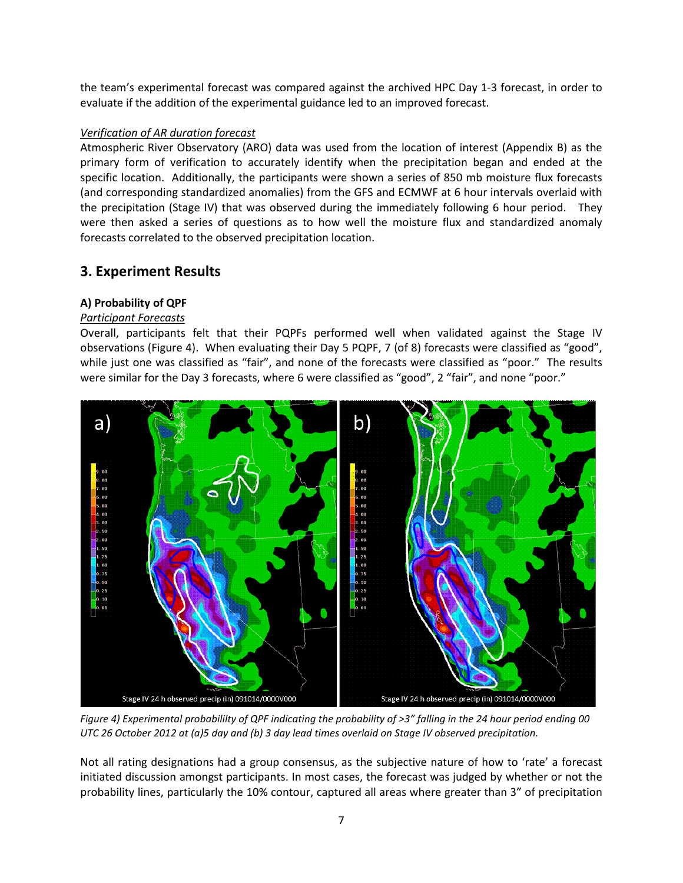the team's experimental forecast was compared against the archived HPC Day 1-3 forecast, in order to evaluate if the addition of the experimental guidance led to an improved forecast.

*Verification of AR duration forecast*

Atmospheric River Observatory (ARO) data was used from the location of interest (Appendix B) as the primary form of verification to accurately identify when the precipitation began and ended at the specific location. Additionally, the participants were shown a series of 850 mb moisture flux forecasts (and corresponding standardized anomalies) from the GFS and ECMWF at 6 hour intervals overlaid with the precipitation (Stage IV) that was observed during the immediately following 6 hour period. They were then asked a series of questions as to how well the moisture flux and standardized anomaly forecasts correlated to the observed precipitation location.

## 3. Experiment Results

### A) Probability of QPF

*Participant Forecasts*

Overall, participants felt that their PQPFs performed well when validated against the Stage IV observations (Figure 4). When evaluating their Day 5 PQPF, 7 (of 8) forecasts were classified as "good", while just one was classified as "fair", and none of the forecasts were classified as "poor." The results were similar for the Day 3 forecasts, where 6 were classified as "good", 2 "fair", and none "poor."

*Figure 4) Experimental probabililty of QPF indicating the probability of >3" falling in the 24 hour period ending 00 UTC 26 October 2012 at (a)5 day and (b) 3 day lead times overlaid on Stage IV observed precipitation.*

Not all rating designations had a group consensus, as the subjective nature of how to 'rate' a forecast initiated discussion amongst participants. In most cases, the forecast was judged by whether or not the probability lines, particularly the 10% contour, captured all areas where greater than 3" of precipitation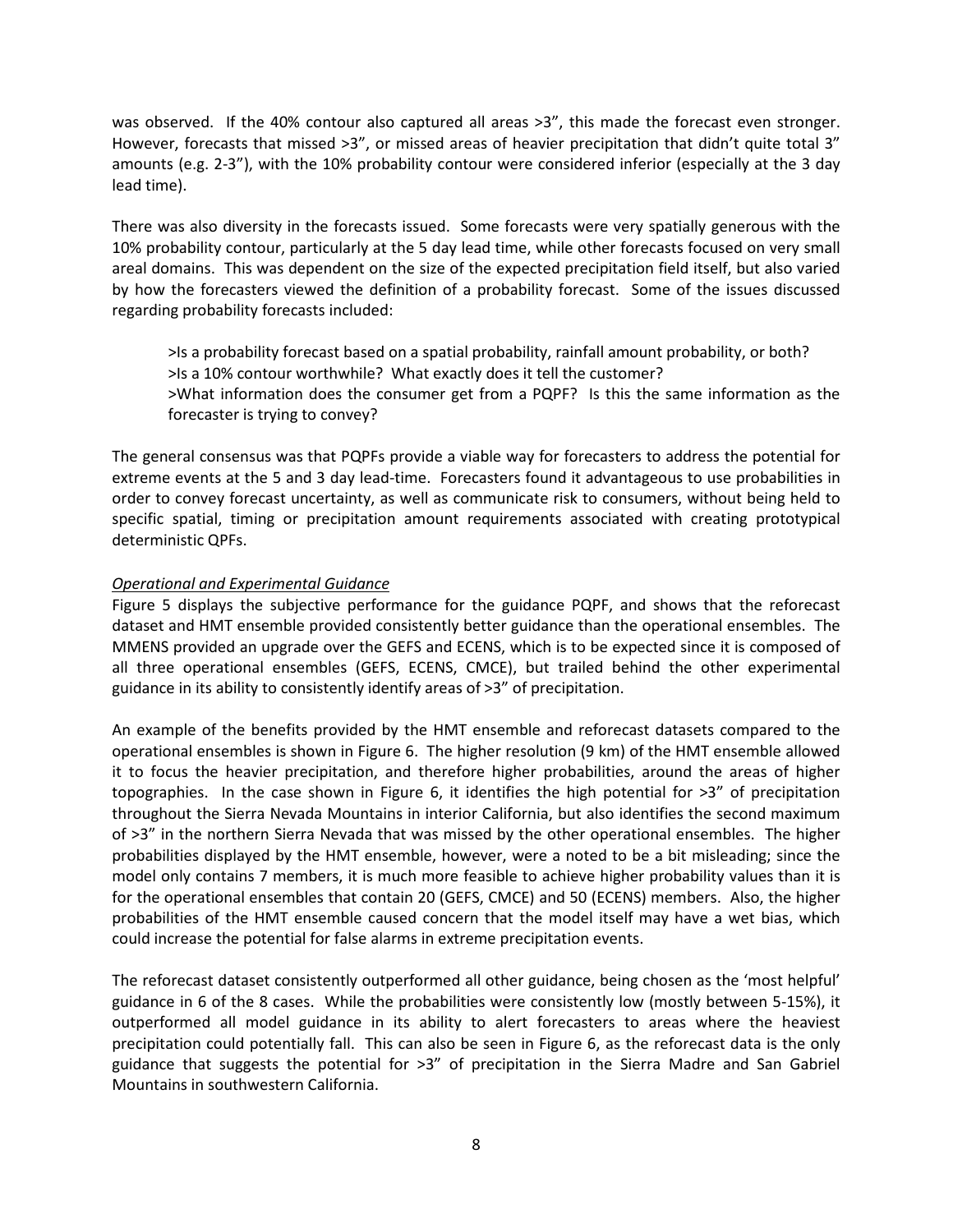was observed. If the 40% contour also captured all areas >3", this made the forecast even stronger. However, forecasts that missed >3", or missed areas of heavier precipitation that didn't quite total 3" amounts (e.g. 2-3"), with the 10% probability contour were considered inferior (especially at the 3 day lead time).

There was also diversity in the forecasts issued. Some forecasts were very spatially generous with the 10% probability contour, particularly at the 5 day lead time, while other forecasts focused on very small areal domains. This was dependent on the size of the expected precipitation field itself, but also varied by how the forecasters viewed the definition of a probability forecast. Some of the issues discussed regarding probability forecasts included:

>Is a probability forecast based on a spatial probability, rainfall amount probability, or both?
>Is a 10% contour worthwhile? What exactly does it tell the customer?
>What information does the consumer get from a PQPF? Is this the same information as the forecaster is trying to convey?

The general consensus was that PQPFs provide a viable way for forecasters to address the potential for extreme events at the 5 and 3 day lead-time. Forecasters found it advantageous to use probabilities in order to convey forecast uncertainty, as well as communicate risk to consumers, without being held to specific spatial, timing or precipitation amount requirements associated with creating prototypical deterministic QPFs.

*Operational and Experimental Guidance*

Figure 5 displays the subjective performance for the guidance PQPF, and shows that the reforecast dataset and HMT ensemble provided consistently better guidance than the operational ensembles. The MMENS provided an upgrade over the GEFS and ECENS, which is to be expected since it is composed of all three operational ensembles (GEFS, ECENS, CMCE), but trailed behind the other experimental guidance in its ability to consistently identify areas of >3" of precipitation.

An example of the benefits provided by the HMT ensemble and reforecast datasets compared to the operational ensembles is shown in Figure 6. The higher resolution (9 km) of the HMT ensemble allowed it to focus the heavier precipitation, and therefore higher probabilities, around the areas of higher topographies. In the case shown in Figure 6, it identifies the high potential for >3" of precipitation throughout the Sierra Nevada Mountains in interior California, but also identifies the second maximum of >3" in the northern Sierra Nevada that was missed by the other operational ensembles. The higher probabilities displayed by the HMT ensemble, however, were a noted to be a bit misleading; since the model only contains 7 members, it is much more feasible to achieve higher probability values than it is for the operational ensembles that contain 20 (GEFS, CMCE) and 50 (ECENS) members. Also, the higher probabilities of the HMT ensemble caused concern that the model itself may have a wet bias, which could increase the potential for false alarms in extreme precipitation events.

The reforecast dataset consistently outperformed all other guidance, being chosen as the 'most helpful' guidance in 6 of the 8 cases. While the probabilities were consistently low (mostly between 5-15%), it outperformed all model guidance in its ability to alert forecasters to areas where the heaviest precipitation could potentially fall. This can also be seen in Figure 6, as the reforecast data is the only guidance that suggests the potential for >3" of precipitation in the Sierra Madre and San Gabriel Mountains in southwestern California.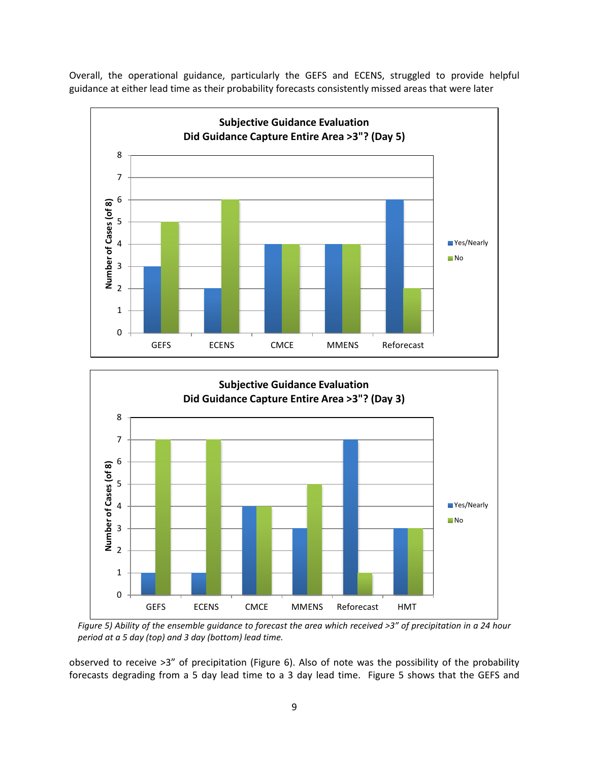Overall, the operational guidance, particularly the GEFS and ECENS, struggled to provide helpful guidance at either lead time as their probability forecasts consistently missed areas that were later

*Figure 5) Ability of the ensemble guidance to forecast the area which received >3" of precipitation in a 24 hour period at a 5 day (top) and 3 day (bottom) lead time.*

observed to receive >3" of precipitation (Figure 6). Also of note was the possibility of the probability forecasts degrading from a 5 day lead time to a 3 day lead time. Figure 5 shows that the GEFS and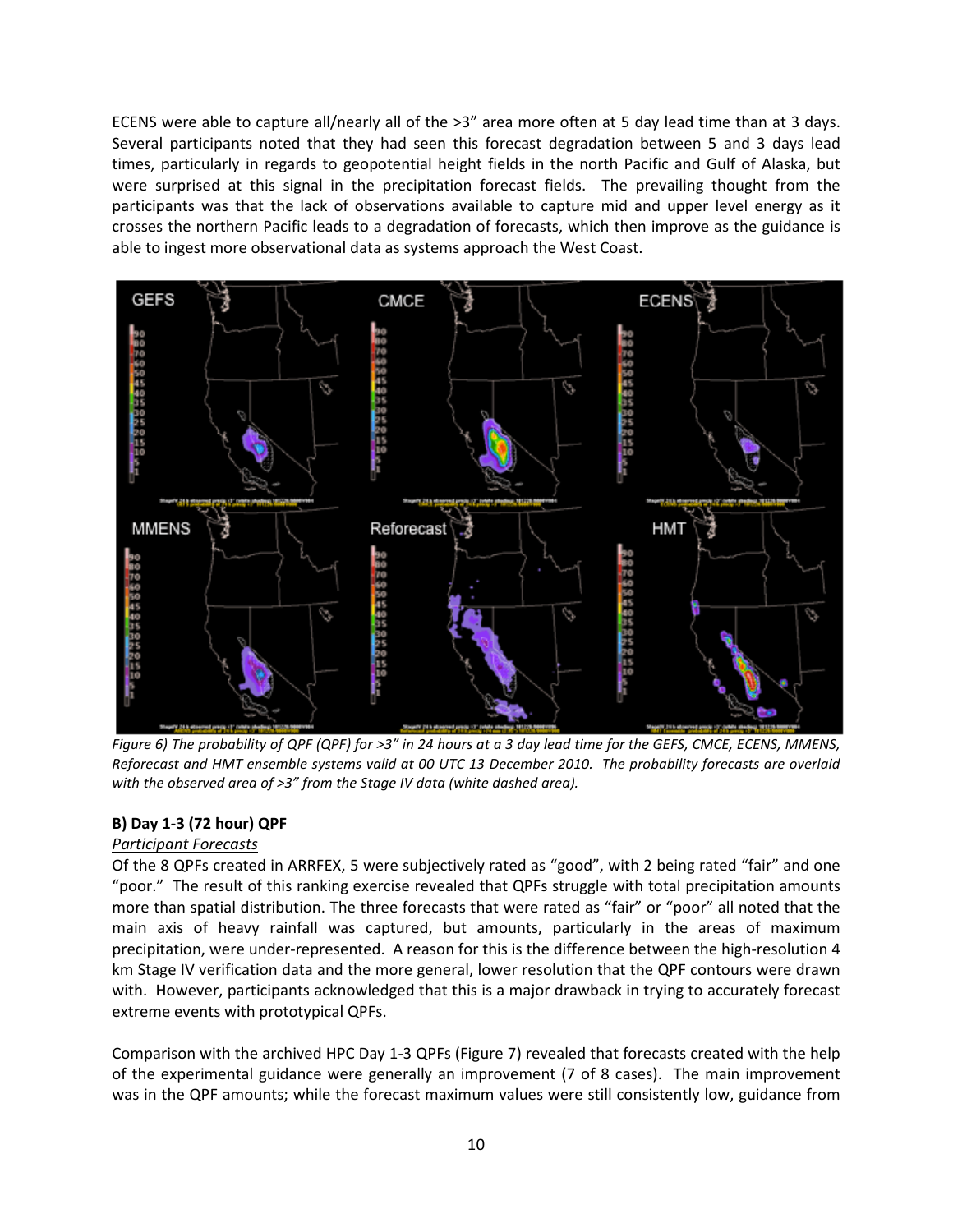ECENS were able to capture all/nearly all of the >3" area more often at 5 day lead time than at 3 days. Several participants noted that they had seen this forecast degradation between 5 and 3 days lead times, particularly in regards to geopotential height fields in the north Pacific and Gulf of Alaska, but were surprised at this signal in the precipitation forecast fields. The prevailing thought from the participants was that the lack of observations available to capture mid and upper level energy as it crosses the northern Pacific leads to a degradation of forecasts, which then improve as the guidance is able to ingest more observational data as systems approach the West Coast.

*Figure 6) The probability of QPF (QPF) for >3" in 24 hours at a 3 day lead time for the GEFS, CMCE, ECENS, MMENS, Reforecast and HMT ensemble systems valid at 00 UTC 13 December 2010. The probability forecasts are overlaid with the observed area of >3" from the Stage IV data (white dashed area).*

### B) Day 1-3 (72 hour) QPF

*Participant Forecasts*

Of the 8 QPFs created in ARRFEX, 5 were subjectively rated as "good", with 2 being rated "fair" and one "poor." The result of this ranking exercise revealed that QPFs struggle with total precipitation amounts more than spatial distribution. The three forecasts that were rated as "fair" or "poor" all noted that the main axis of heavy rainfall was captured, but amounts, particularly in the areas of maximum precipitation, were under-represented. A reason for this is the difference between the high-resolution 4 km Stage IV verification data and the more general, lower resolution that the QPF contours were drawn with. However, participants acknowledged that this is a major drawback in trying to accurately forecast extreme events with prototypical QPFs.

Comparison with the archived HPC Day 1-3 QPFs (Figure 7) revealed that forecasts created with the help of the experimental guidance were generally an improvement (7 of 8 cases). The main improvement was in the QPF amounts; while the forecast maximum values were still consistently low, guidance from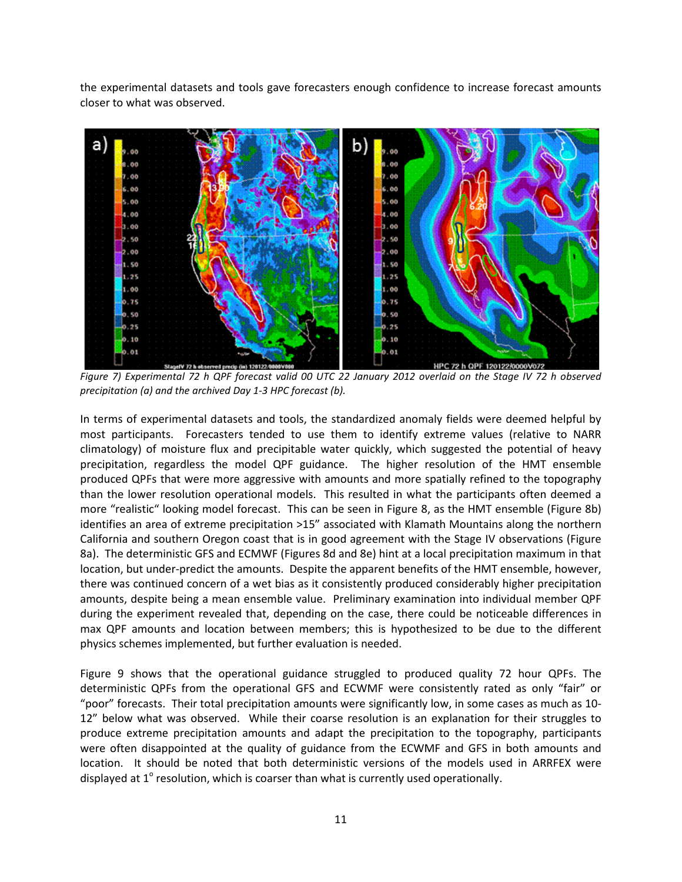the experimental datasets and tools gave forecasters enough confidence to increase forecast amounts closer to what was observed.

*Figure 7) Experimental 72 h QPF forecast valid 00 UTC 22 January 2012 overlaid on the Stage IV 72 h observed precipitation (a) and the archived Day 1-3 HPC forecast (b).*

In terms of experimental datasets and tools, the standardized anomaly fields were deemed helpful by most participants. Forecasters tended to use them to identify extreme values (relative to NARR climatology) of moisture flux and precipitable water quickly, which suggested the potential of heavy precipitation, regardless the model QPF guidance. The higher resolution of the HMT ensemble produced QPFs that were more aggressive with amounts and more spatially refined to the topography than the lower resolution operational models. This resulted in what the participants often deemed a more "realistic" looking model forecast. This can be seen in Figure 8, as the HMT ensemble (Figure 8b) identifies an area of extreme precipitation >15" associated with Klamath Mountains along the northern California and southern Oregon coast that is in good agreement with the Stage IV observations (Figure 8a). The deterministic GFS and ECMWF (Figures 8d and 8e) hint at a local precipitation maximum in that location, but under-predict the amounts. Despite the apparent benefits of the HMT ensemble, however, there was continued concern of a wet bias as it consistently produced considerably higher precipitation amounts, despite being a mean ensemble value. Preliminary examination into individual member QPF during the experiment revealed that, depending on the case, there could be noticeable differences in max QPF amounts and location between members; this is hypothesized to be due to the different physics schemes implemented, but further evaluation is needed.

Figure 9 shows that the operational guidance struggled to produced quality 72 hour QPFs. The deterministic QPFs from the operational GFS and ECWMF were consistently rated as only "fair" or "poor" forecasts. Their total precipitation amounts were significantly low, in some cases as much as 10-12" below what was observed. While their coarse resolution is an explanation for their struggles to produce extreme precipitation amounts and adapt the precipitation to the topography, participants were often disappointed at the quality of guidance from the ECWMF and GFS in both amounts and location. It should be noted that both deterministic versions of the models used in ARRFEX were displayed at 1$^{\circ}$ resolution, which is coarser than what is currently used operationally.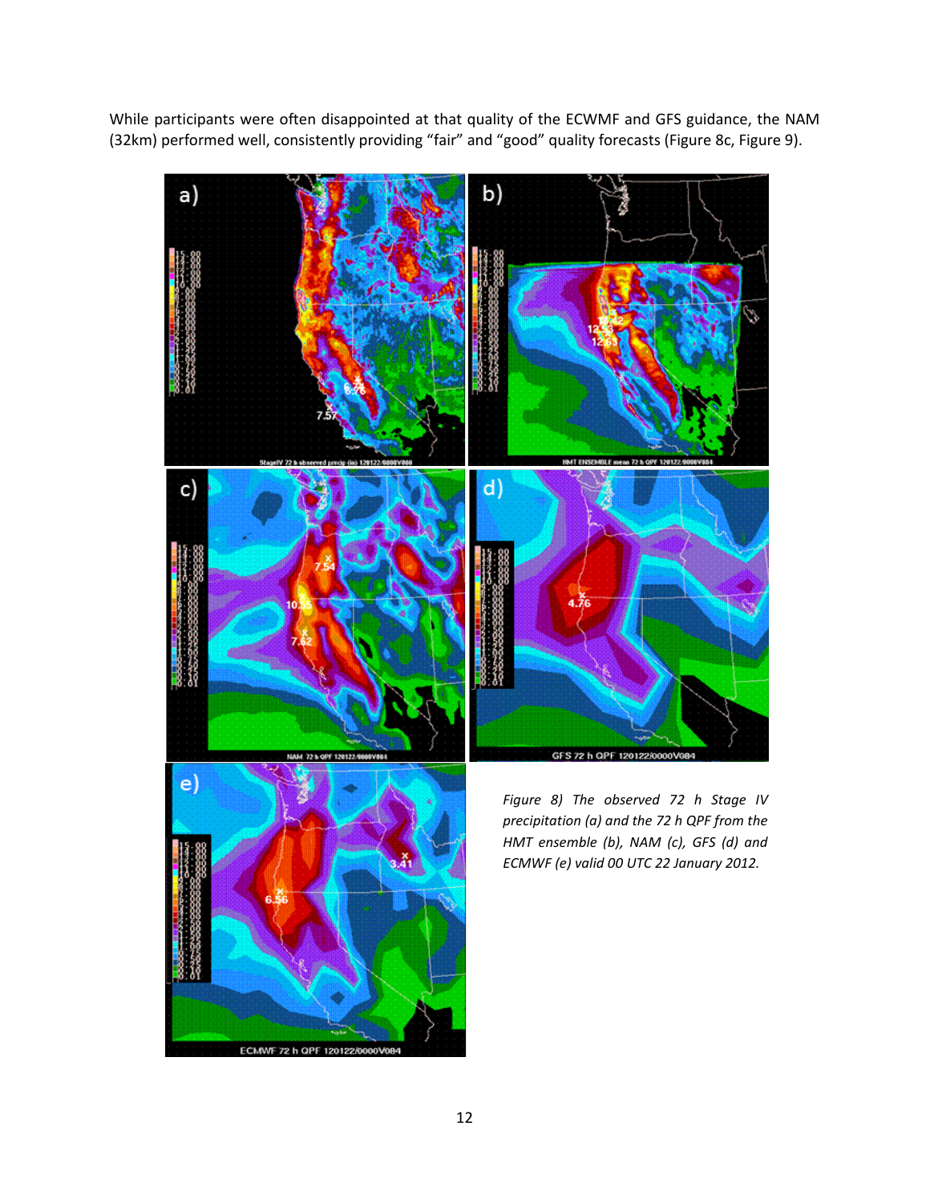While participants were often disappointed at that quality of the ECWMF and GFS guidance, the NAM (32km) performed well, consistently providing "fair" and "good" quality forecasts (Figure 8c, Figure 9).

*Figure 8) The observed 72 h Stage IV precipitation (a) and the 72 h QPF from the HMT ensemble (b), NAM (c), GFS (d) and ECMWF (e) valid 00 UTC 22 January 2012.*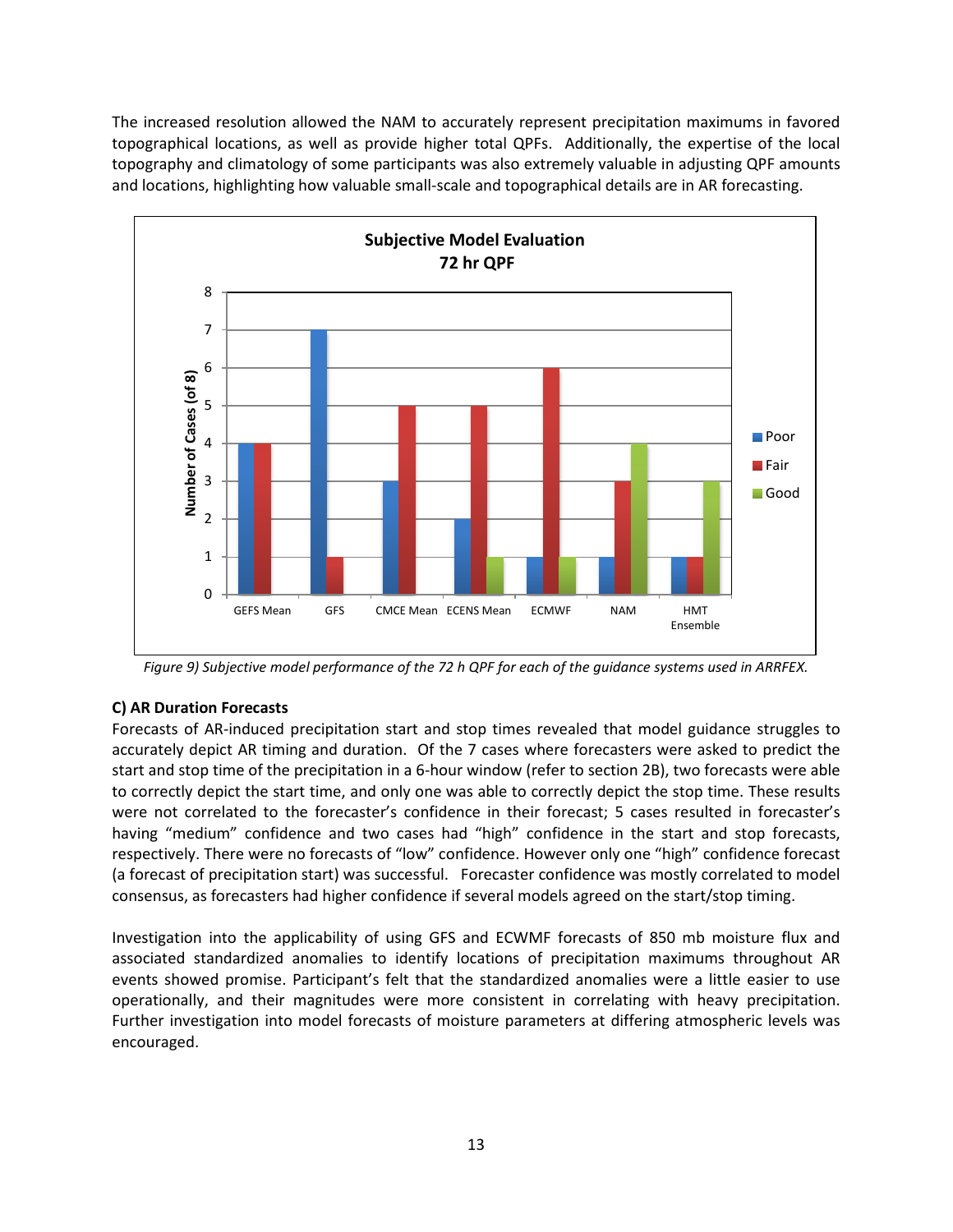The increased resolution allowed the NAM to accurately represent precipitation maximums in favored topographical locations, as well as provide higher total QPFs. Additionally, the expertise of the local topography and climatology of some participants was also extremely valuable in adjusting QPF amounts and locations, highlighting how valuable small-scale and topographical details are in AR forecasting.

*Figure 9) Subjective model performance of the 72 h QPF for each of the guidance systems used in ARRFEX.*

**C) AR Duration Forecasts**

Forecasts of AR-induced precipitation start and stop times revealed that model guidance struggles to accurately depict AR timing and duration. Of the 7 cases where forecasters were asked to predict the start and stop time of the precipitation in a 6-hour window (refer to section 2B), two forecasts were able to correctly depict the start time, and only one was able to correctly depict the stop time. These results were not correlated to the forecaster's confidence in their forecast; 5 cases resulted in forecaster's having "medium" confidence and two cases had "high" confidence in the start and stop forecasts, respectively. There were no forecasts of "low" confidence. However only one "high" confidence forecast (a forecast of precipitation start) was successful. Forecaster confidence was mostly correlated to model consensus, as forecasters had higher confidence if several models agreed on the start/stop timing.

Investigation into the applicability of using GFS and ECWMF forecasts of 850 mb moisture flux and associated standardized anomalies to identify locations of precipitation maximums throughout AR events showed promise. Participant's felt that the standardized anomalies were a little easier to use operationally, and their magnitudes were more consistent in correlating with heavy precipitation. Further investigation into model forecasts of moisture parameters at differing atmospheric levels was encouraged.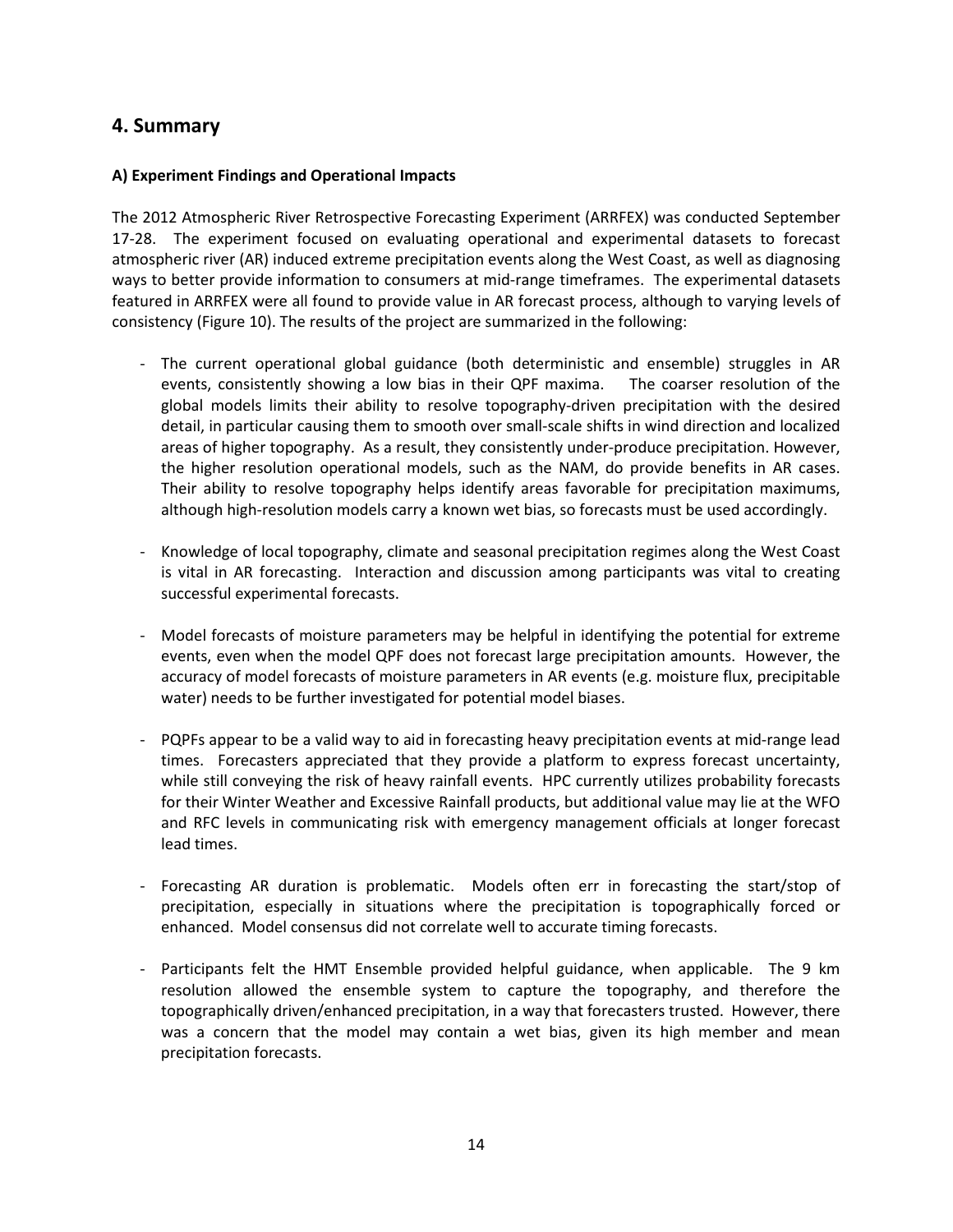## 4. Summary

### A) Experiment Findings and Operational Impacts

The 2012 Atmospheric River Retrospective Forecasting Experiment (ARRFEX) was conducted September 17-28. The experiment focused on evaluating operational and experimental datasets to forecast atmospheric river (AR) induced extreme precipitation events along the West Coast, as well as diagnosing ways to better provide information to consumers at mid-range timeframes. The experimental datasets featured in ARRFEX were all found to provide value in AR forecast process, although to varying levels of consistency (Figure 10). The results of the project are summarized in the following:

- The current operational global guidance (both deterministic and ensemble) struggles in AR events, consistently showing a low bias in their QPF maxima. The coarser resolution of the global models limits their ability to resolve topography-driven precipitation with the desired detail, in particular causing them to smooth over small-scale shifts in wind direction and localized areas of higher topography. As a result, they consistently under-produce precipitation. However, the higher resolution operational models, such as the NAM, do provide benefits in AR cases. Their ability to resolve topography helps identify areas favorable for precipitation maximums, although high-resolution models carry a known wet bias, so forecasts must be used accordingly.

- Knowledge of local topography, climate and seasonal precipitation regimes along the West Coast is vital in AR forecasting. Interaction and discussion among participants was vital to creating successful experimental forecasts.

- Model forecasts of moisture parameters may be helpful in identifying the potential for extreme events, even when the model QPF does not forecast large precipitation amounts. However, the accuracy of model forecasts of moisture parameters in AR events (e.g. moisture flux, precipitable water) needs to be further investigated for potential model biases.

- PQPFs appear to be a valid way to aid in forecasting heavy precipitation events at mid-range lead times. Forecasters appreciated that they provide a platform to express forecast uncertainty, while still conveying the risk of heavy rainfall events. HPC currently utilizes probability forecasts for their Winter Weather and Excessive Rainfall products, but additional value may lie at the WFO and RFC levels in communicating risk with emergency management officials at longer forecast lead times.

- Forecasting AR duration is problematic. Models often err in forecasting the start/stop of precipitation, especially in situations where the precipitation is topographically forced or enhanced. Model consensus did not correlate well to accurate timing forecasts.

- Participants felt the HMT Ensemble provided helpful guidance, when applicable. The 9 km resolution allowed the ensemble system to capture the topography, and therefore the topographically driven/enhanced precipitation, in a way that forecasters trusted. However, there was a concern that the model may contain a wet bias, given its high member and mean precipitation forecasts.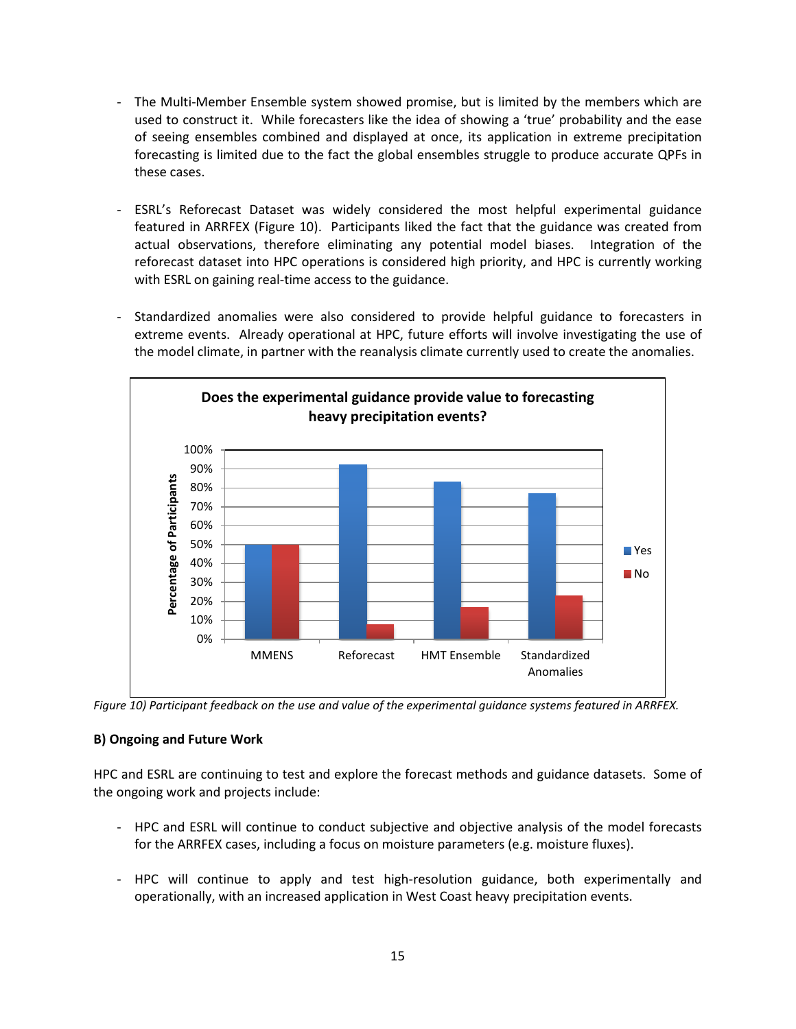- The Multi-Member Ensemble system showed promise, but is limited by the members which are used to construct it. While forecasters like the idea of showing a 'true' probability and the ease of seeing ensembles combined and displayed at once, its application in extreme precipitation forecasting is limited due to the fact the global ensembles struggle to produce accurate QPFs in these cases.

- ESRL's Reforecast Dataset was widely considered the most helpful experimental guidance featured in ARRFEX (Figure 10). Participants liked the fact that the guidance was created from actual observations, therefore eliminating any potential model biases. Integration of the reforecast dataset into HPC operations is considered high priority, and HPC is currently working with ESRL on gaining real-time access to the guidance.

- Standardized anomalies were also considered to provide helpful guidance to forecasters in extreme events. Already operational at HPC, future efforts will involve investigating the use of the model climate, in partner with the reanalysis climate currently used to create the anomalies.

*Figure 10) Participant feedback on the use and value of the experimental guidance systems featured in ARRFEX.*

**B) Ongoing and Future Work**

HPC and ESRL are continuing to test and explore the forecast methods and guidance datasets. Some of the ongoing work and projects include:

- HPC and ESRL will continue to conduct subjective and objective analysis of the model forecasts for the ARRFEX cases, including a focus on moisture parameters (e.g. moisture fluxes).

- HPC will continue to apply and test high-resolution guidance, both experimentally and operationally, with an increased application in West Coast heavy precipitation events.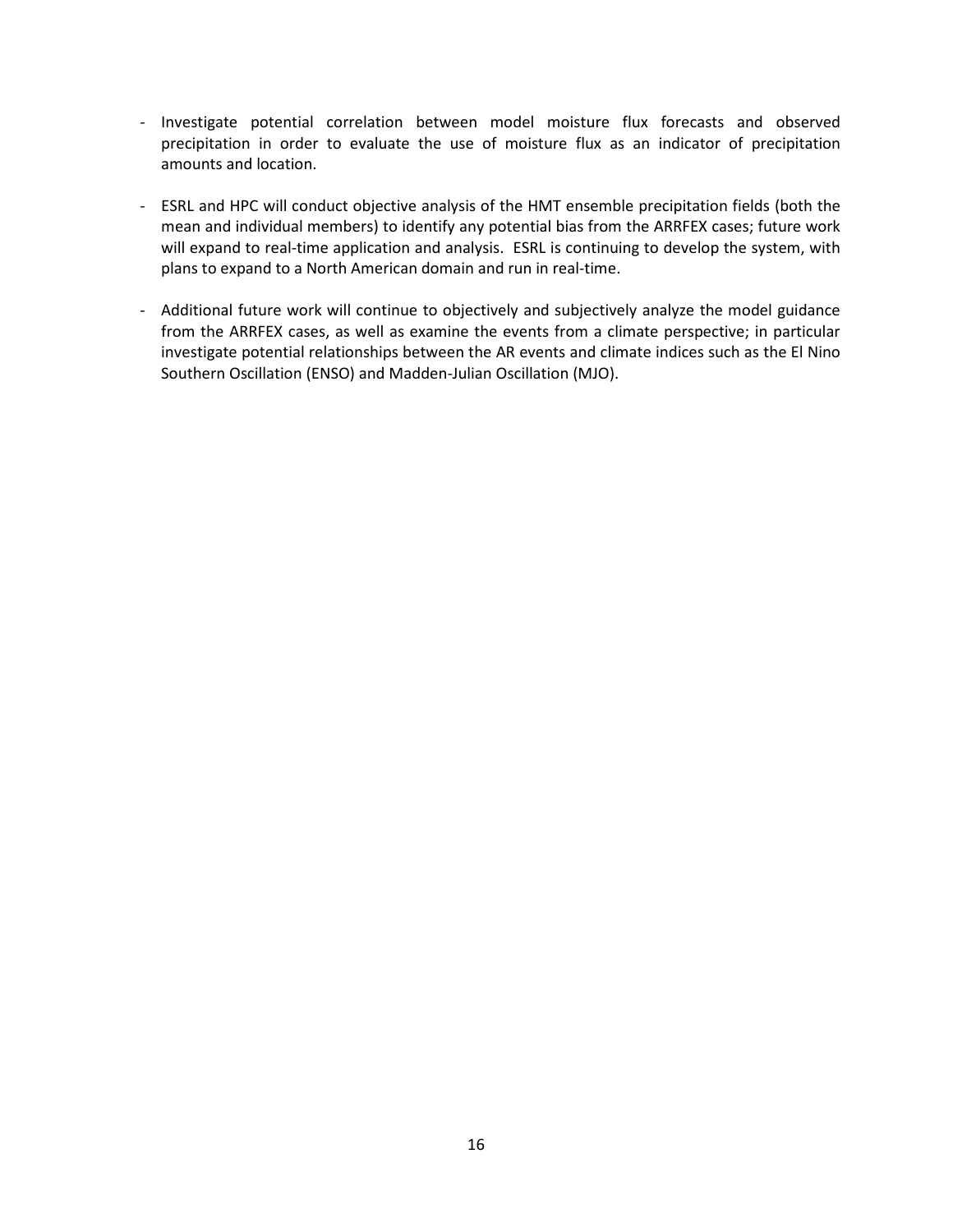- Investigate potential correlation between model moisture flux forecasts and observed precipitation in order to evaluate the use of moisture flux as an indicator of precipitation amounts and location.

- ESRL and HPC will conduct objective analysis of the HMT ensemble precipitation fields (both the mean and individual members) to identify any potential bias from the ARRFEX cases; future work will expand to real-time application and analysis. ESRL is continuing to develop the system, with plans to expand to a North American domain and run in real-time.

- Additional future work will continue to objectively and subjectively analyze the model guidance from the ARRFEX cases, as well as examine the events from a climate perspective; in particular investigate potential relationships between the AR events and climate indices such as the El Nino Southern Oscillation (ENSO) and Madden-Julian Oscillation (MJO).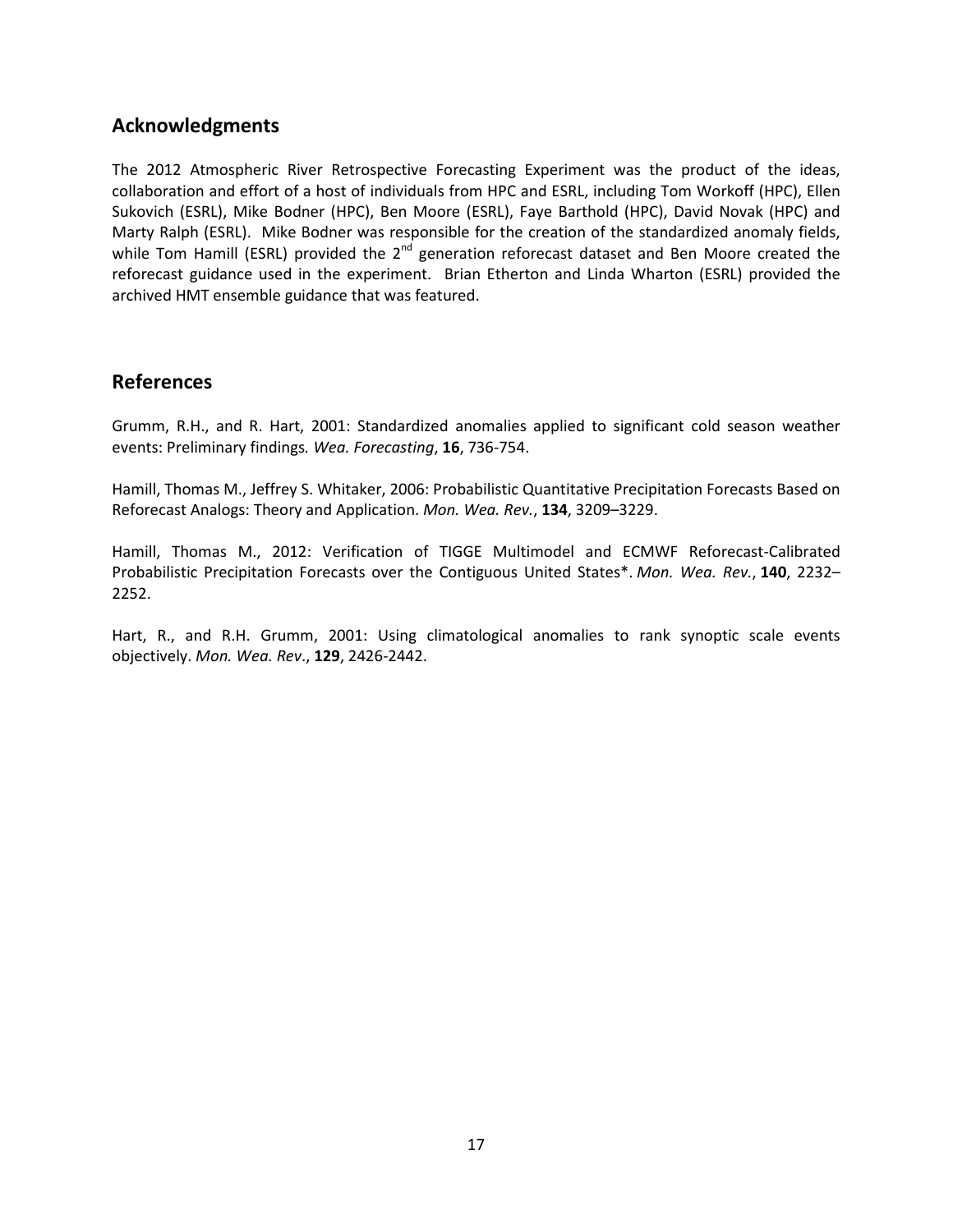## Acknowledgments

The 2012 Atmospheric River Retrospective Forecasting Experiment was the product of the ideas, collaboration and effort of a host of individuals from HPC and ESRL, including Tom Workoff (HPC), Ellen Sukovich (ESRL), Mike Bodner (HPC), Ben Moore (ESRL), Faye Barthold (HPC), David Novak (HPC) and Marty Ralph (ESRL). Mike Bodner was responsible for the creation of the standardized anomaly fields, while Tom Hamill (ESRL) provided the 2nd generation reforecast dataset and Ben Moore created the reforecast guidance used in the experiment. Brian Etherton and Linda Wharton (ESRL) provided the archived HMT ensemble guidance that was featured.

## References

Grumm, R.H., and R. Hart, 2001: Standardized anomalies applied to significant cold season weather events: Preliminary findings. *Wea. Forecasting*, **16**, 736-754.

Hamill, Thomas M., Jeffrey S. Whitaker, 2006: Probabilistic Quantitative Precipitation Forecasts Based on Reforecast Analogs: Theory and Application. *Mon. Wea. Rev.*, **134**, 3209–3229.

Hamill, Thomas M., 2012: Verification of TIGGE Multimodel and ECMWF Reforecast-Calibrated Probabilistic Precipitation Forecasts over the Contiguous United States*. *Mon. Wea. Rev.*, **140**, 2232–2252.

Hart, R., and R.H. Grumm, 2001: Using climatological anomalies to rank synoptic scale events objectively. *Mon. Wea. Rev*., **129**, 2426-2442.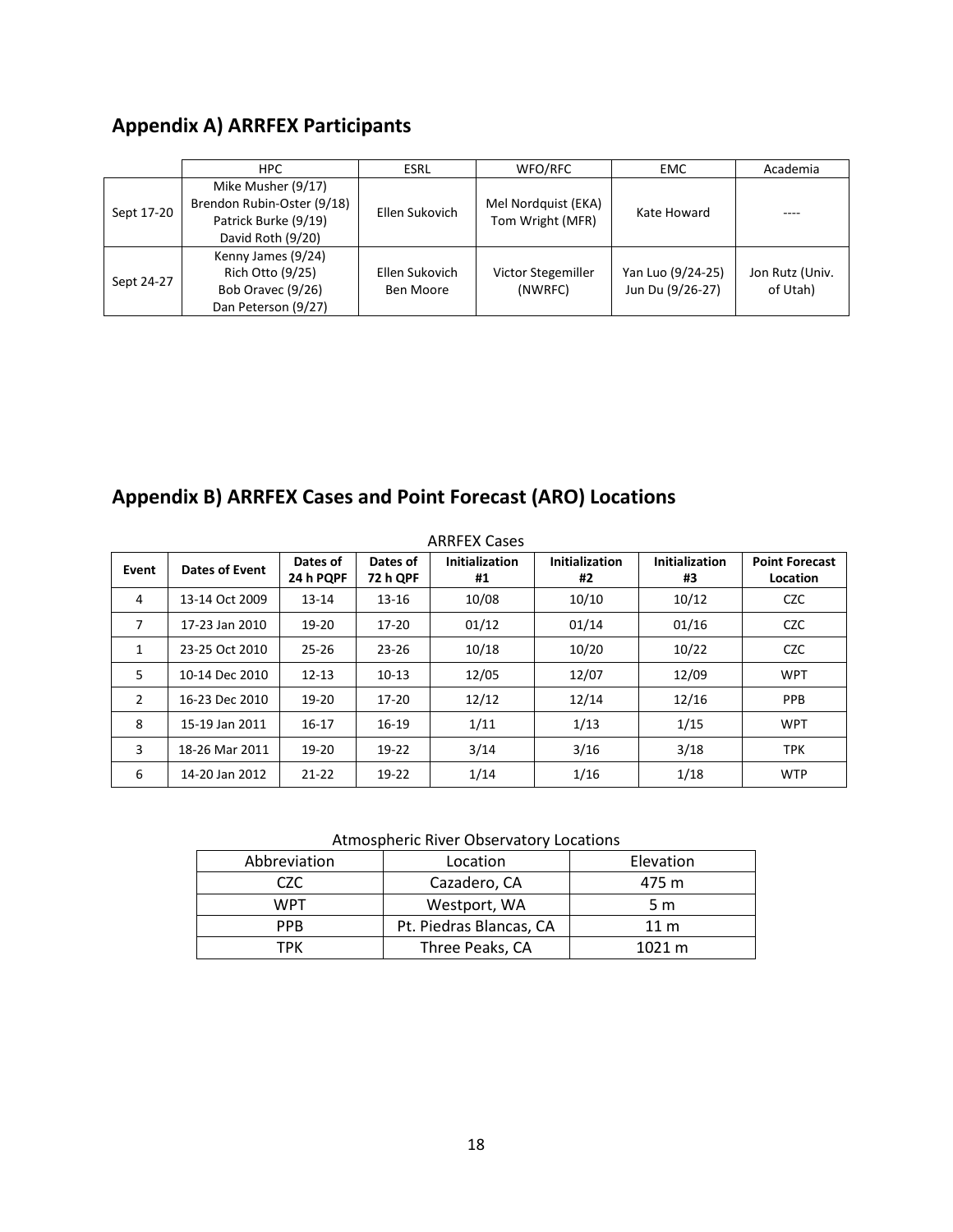## Appendix A) ARRFEX Participants

| | HPC | ESRL | WFO/RFC | EMC | Academia |
|---|---|---|---|---|---|
| Sept 17-20 | Mike Musher (9/17)<br>Brendon Rubin-Oster (9/18)<br>Patrick Burke (9/19)<br>David Roth (9/20) | Ellen Sukovich | Mel Nordquist (EKA)<br>Tom Wright (MFR) | Kate Howard | ---- |
| Sept 24-27 | Kenny James (9/24)<br>Rich Otto (9/25)<br>Bob Oravec (9/26)<br>Dan Peterson (9/27) | Ellen Sukovich<br>Ben Moore | Victor Stegemiller (NWRFC) | Yan Luo (9/24-25)<br>Jun Du (9/26-27) | Jon Rutz (Univ. of Utah) |

## Appendix B) ARRFEX Cases and Point Forecast (ARO) Locations

ARRFEX Cases

| Event | Dates of Event | Dates of 24 h PQPF | Dates of 72 h QPF | Initialization #1 | Initialization #2 | Initialization #3 | Point Forecast Location |
|---|---|---|---|---|---|---|---|
| 4 | 13-14 Oct 2009 | 13-14 | 13-16 | 10/08 | 10/10 | 10/12 | CZC |
| 7 | 17-23 Jan 2010 | 19-20 | 17-20 | 01/12 | 01/14 | 01/16 | CZC |
| 1 | 23-25 Oct 2010 | 25-26 | 23-26 | 10/18 | 10/20 | 10/22 | CZC |
| 5 | 10-14 Dec 2010 | 12-13 | 10-13 | 12/05 | 12/07 | 12/09 | WPT |
| 2 | 16-23 Dec 2010 | 19-20 | 17-20 | 12/12 | 12/14 | 12/16 | PPB |
| 8 | 15-19 Jan 2011 | 16-17 | 16-19 | 1/11 | 1/13 | 1/15 | WPT |
| 3 | 18-26 Mar 2011 | 19-20 | 19-22 | 3/14 | 3/16 | 3/18 | TPK |
| 6 | 14-20 Jan 2012 | 21-22 | 19-22 | 1/14 | 1/16 | 1/18 | WTP |

Atmospheric River Observatory Locations

| Abbreviation | Location | Elevation |
|---|---|---|
| CZC | Cazadero, CA | 475 m |
| WPT | Westport, WA | 5 m |
| PPB | Pt. Piedras Blancas, CA | 11 m |
| TPK | Three Peaks, CA | 1021 m |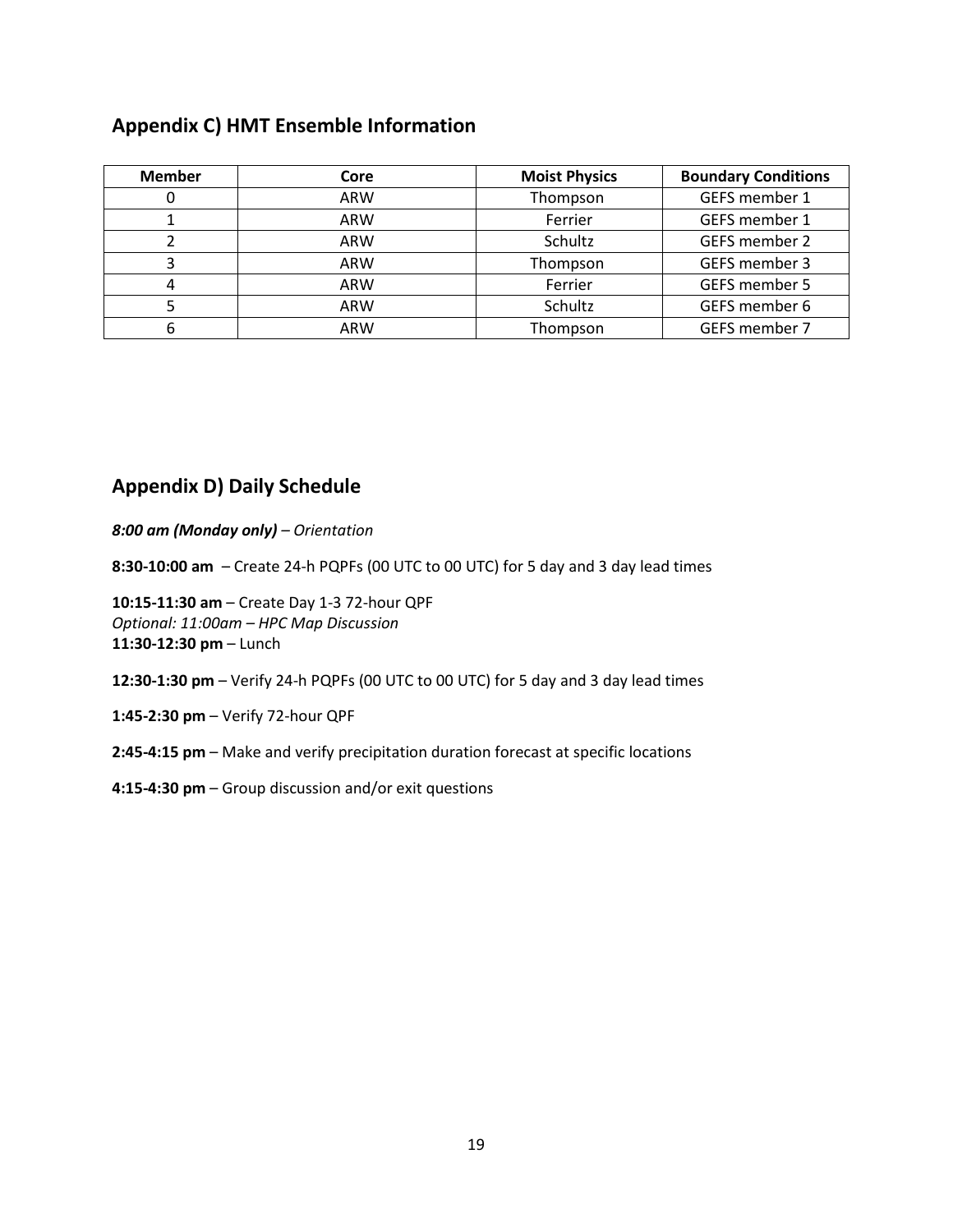## Appendix C) HMT Ensemble Information

| Member | Core | Moist Physics | Boundary Conditions |
|---|---|---|---|
| 0 | ARW | Thompson | GEFS member 1 |
| 1 | ARW | Ferrier | GEFS member 1 |
| 2 | ARW | Schultz | GEFS member 2 |
| 3 | ARW | Thompson | GEFS member 3 |
| 4 | ARW | Ferrier | GEFS member 5 |
| 5 | ARW | Schultz | GEFS member 6 |
| 6 | ARW | Thompson | GEFS member 7 |

## Appendix D) Daily Schedule

***8:00 am (Monday only)*** *– Orientation*

**8:30-10:00 am** – Create 24-h PQPFs (00 UTC to 00 UTC) for 5 day and 3 day lead times

**10:15-11:30 am** – Create Day 1-3 72-hour QPF
*Optional: 11:00am – HPC Map Discussion*
**11:30-12:30 pm** – Lunch

**12:30-1:30 pm** – Verify 24-h PQPFs (00 UTC to 00 UTC) for 5 day and 3 day lead times

**1:45-2:30 pm** – Verify 72-hour QPF

**2:45-4:15 pm** – Make and verify precipitation duration forecast at specific locations

**4:15-4:30 pm** – Group discussion and/or exit questions